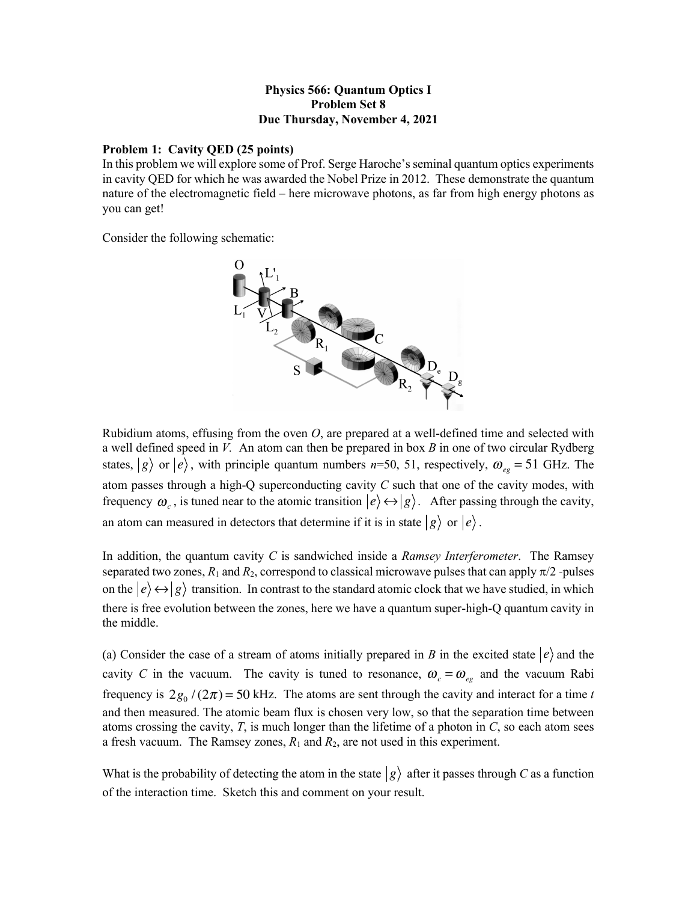**Physics 566: Quantum Optics I**
**Problem Set 8**
**Due Thursday, November 4, 2021**

**Problem 1: Cavity QED (25 points)**

In this problem we will explore some of Prof. Serge Haroche's seminal quantum optics experiments in cavity QED for which he was awarded the Nobel Prize in 2012. These demonstrate the quantum nature of the electromagnetic field – here microwave photons, as far from high energy photons as you can get!

Consider the following schematic:

Rubidium atoms, effusing from the oven *O*, are prepared at a well-defined time and selected with a well defined speed in *V*. An atom can then be prepared in box *B* in one of two circular Rydberg states, $|g\rangle$ or $|e\rangle$, with principle quantum numbers *n*=50, 51, respectively, $\omega_{eg} = 51$ GHz. The atom passes through a high-Q superconducting cavity *C* such that one of the cavity modes, with frequency $\omega_c$, is tuned near to the atomic transition $|e\rangle \leftrightarrow |g\rangle$. After passing through the cavity, an atom can measured in detectors that determine if it is in state $|g\rangle$ or $|e\rangle$.

In addition, the quantum cavity *C* is sandwiched inside a *Ramsey Interferometer*. The Ramsey separated two zones, $R_1$ and $R_2$, correspond to classical microwave pulses that can apply $\pi/2$ -pulses on the $|e\rangle \leftrightarrow |g\rangle$ transition. In contrast to the standard atomic clock that we have studied, in which there is free evolution between the zones, here we have a quantum super-high-Q quantum cavity in the middle.

(a) Consider the case of a stream of atoms initially prepared in *B* in the excited state $|e\rangle$ and the cavity *C* in the vacuum. The cavity is tuned to resonance, $\omega_c = \omega_{eg}$ and the vacuum Rabi frequency is $2g_0/(2\pi) = 50$ kHz. The atoms are sent through the cavity and interact for a time *t* and then measured. The atomic beam flux is chosen very low, so that the separation time between atoms crossing the cavity, *T*, is much longer than the lifetime of a photon in *C*, so each atom sees a fresh vacuum. The Ramsey zones, $R_1$ and $R_2$, are not used in this experiment.

What is the probability of detecting the atom in the state $|g\rangle$ after it passes through *C* as a function of the interaction time. Sketch this and comment on your result.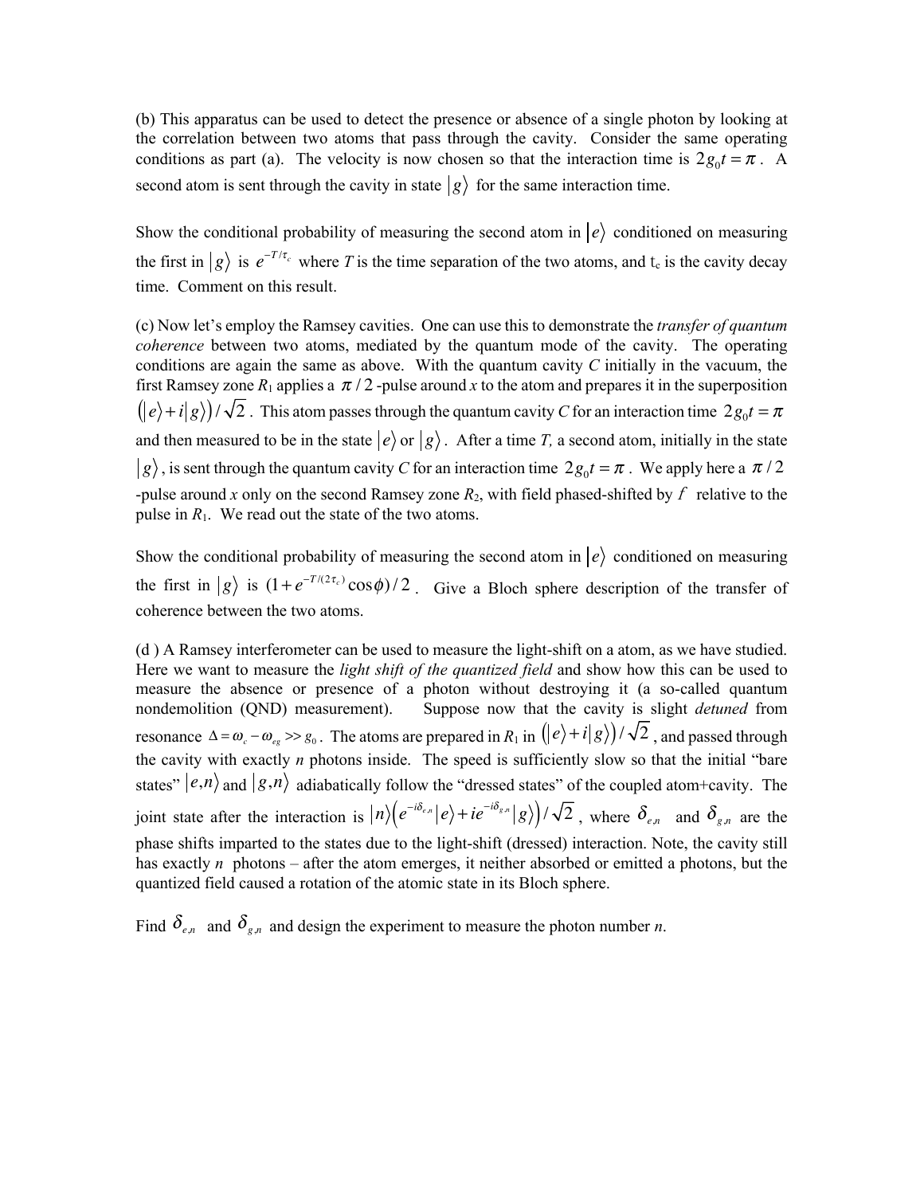(b) This apparatus can be used to detect the presence or absence of a single photon by looking at the correlation between two atoms that pass through the cavity. Consider the same operating conditions as part (a). The velocity is now chosen so that the interaction time is $2g_0t = \pi$. A second atom is sent through the cavity in state $|g\rangle$ for the same interaction time.

Show the conditional probability of measuring the second atom in $|e\rangle$ conditioned on measuring the first in $|g\rangle$ is $e^{-T/\tau_c}$ where *T* is the time separation of the two atoms, and $t_c$ is the cavity decay time. Comment on this result.

(c) Now let's employ the Ramsey cavities. One can use this to demonstrate the *transfer of quantum coherence* between two atoms, mediated by the quantum mode of the cavity. The operating conditions are again the same as above. With the quantum cavity *C* initially in the vacuum, the first Ramsey zone $R_1$ applies a $\pi/2$-pulse around *x* to the atom and prepares it in the superposition $\left(|e\rangle + i|g\rangle\right)/\sqrt{2}$. This atom passes through the quantum cavity *C* for an interaction time $2g_0t = \pi$ and then measured to be in the state $|e\rangle$ or $|g\rangle$. After a time *T,* a second atom, initially in the state $|g\rangle$, is sent through the quantum cavity *C* for an interaction time $2g_0t = \pi$. We apply here a $\pi/2$-pulse around *x* only on the second Ramsey zone $R_2$, with field phased-shifted by $f$ relative to the pulse in $R_1$. We read out the state of the two atoms.

Show the conditional probability of measuring the second atom in $|e\rangle$ conditioned on measuring the first in $|g\rangle$ is $(1+e^{-T/(2\tau_c)}\cos\phi)/2$. Give a Bloch sphere description of the transfer of coherence between the two atoms.

(d ) A Ramsey interferometer can be used to measure the light-shift on a atom, as we have studied. Here we want to measure the *light shift of the quantized field* and show how this can be used to measure the absence or presence of a photon without destroying it (a so-called quantum nondemolition (QND) measurement). Suppose now that the cavity is slight *detuned* from resonance $\Delta = \omega_c - \omega_{eg} >> g_0$. The atoms are prepared in $R_1$ in $\left(|e\rangle + i|g\rangle\right)/\sqrt{2}$, and passed through the cavity with exactly *n* photons inside. The speed is sufficiently slow so that the initial "bare states" $|e,n\rangle$ and $|g,n\rangle$ adiabatically follow the "dressed states" of the coupled atom+cavity. The joint state after the interaction is $|n\rangle\left(e^{-i\delta_{e,n}}|e\rangle + ie^{-i\delta_{g,n}}|g\rangle\right)/\sqrt{2}$, where $\delta_{e,n}$ and $\delta_{g,n}$ are the phase shifts imparted to the states due to the light-shift (dressed) interaction. Note, the cavity still has exactly *n* photons – after the atom emerges, it neither absorbed or emitted a photons, but the quantized field caused a rotation of the atomic state in its Bloch sphere.

Find $\delta_{e,n}$ and $\delta_{g,n}$ and design the experiment to measure the photon number *n*.